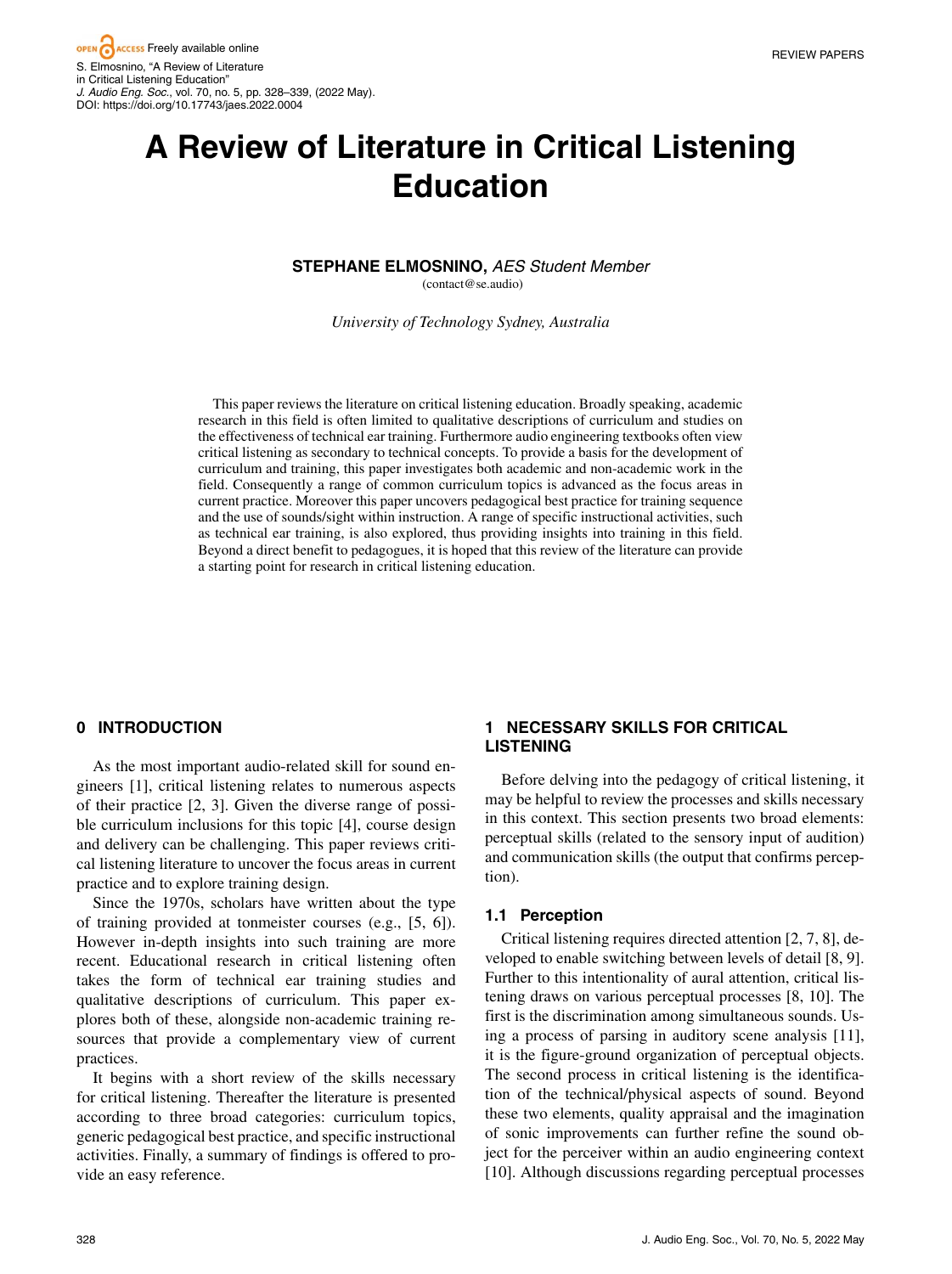# A Review of Literature in Critical Listening Education

**STEPHANE ELMOSNINO,** *AES Student Member*
(contact@se.audio)

*University of Technology Sydney, Australia*

This paper reviews the literature on critical listening education. Broadly speaking, academic research in this field is often limited to qualitative descriptions of curriculum and studies on the effectiveness of technical ear training. Furthermore audio engineering textbooks often view critical listening as secondary to technical concepts. To provide a basis for the development of curriculum and training, this paper investigates both academic and non-academic work in the field. Consequently a range of common curriculum topics is advanced as the focus areas in current practice. Moreover this paper uncovers pedagogical best practice for training sequence and the use of sounds/sight within instruction. A range of specific instructional activities, such as technical ear training, is also explored, thus providing insights into training in this field. Beyond a direct benefit to pedagogues, it is hoped that this review of the literature can provide a starting point for research in critical listening education.

## 0 INTRODUCTION

As the most important audio-related skill for sound engineers [1], critical listening relates to numerous aspects of their practice [2, 3]. Given the diverse range of possible curriculum inclusions for this topic [4], course design and delivery can be challenging. This paper reviews critical listening literature to uncover the focus areas in current practice and to explore training design.

Since the 1970s, scholars have written about the type of training provided at tonmeister courses (e.g., [5, 6]). However in-depth insights into such training are more recent. Educational research in critical listening often takes the form of technical ear training studies and qualitative descriptions of curriculum. This paper explores both of these, alongside non-academic training resources that provide a complementary view of current practices.

It begins with a short review of the skills necessary for critical listening. Thereafter the literature is presented according to three broad categories: curriculum topics, generic pedagogical best practice, and specific instructional activities. Finally, a summary of findings is offered to provide an easy reference.

## 1 NECESSARY SKILLS FOR CRITICAL LISTENING

Before delving into the pedagogy of critical listening, it may be helpful to review the processes and skills necessary in this context. This section presents two broad elements: perceptual skills (related to the sensory input of audition) and communication skills (the output that confirms perception).

### 1.1 Perception

Critical listening requires directed attention [2, 7, 8], developed to enable switching between levels of detail [8, 9]. Further to this intentionality of aural attention, critical listening draws on various perceptual processes [8, 10]. The first is the discrimination among simultaneous sounds. Using a process of parsing in auditory scene analysis [11], it is the figure-ground organization of perceptual objects. The second process in critical listening is the identification of the technical/physical aspects of sound. Beyond these two elements, quality appraisal and the imagination of sonic improvements can further refine the sound object for the perceiver within an audio engineering context [10]. Although discussions regarding perceptual processes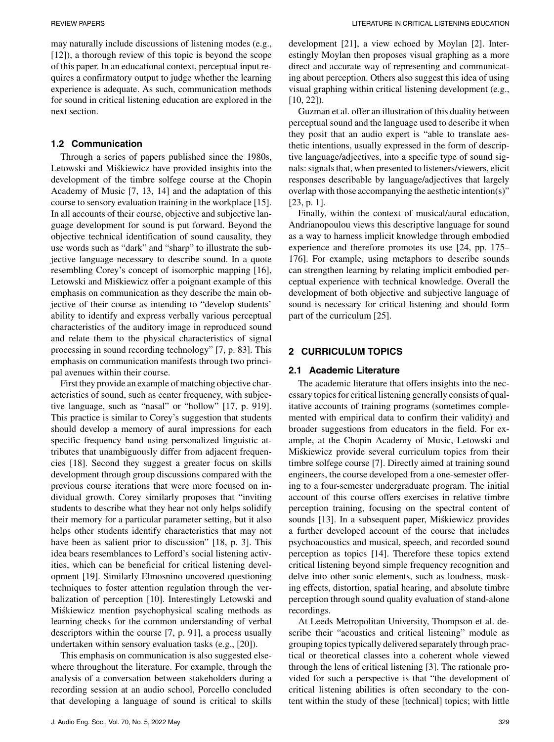may naturally include discussions of listening modes (e.g., [12]), a thorough review of this topic is beyond the scope of this paper. In an educational context, perceptual input requires a confirmatory output to judge whether the learning experience is adequate. As such, communication methods for sound in critical listening education are explored in the next section.

### 1.2 Communication

Through a series of papers published since the 1980s, Letowski and Miśkiewicz have provided insights into the development of the timbre solfege course at the Chopin Academy of Music [7, 13, 14] and the adaptation of this course to sensory evaluation training in the workplace [15]. In all accounts of their course, objective and subjective language development for sound is put forward. Beyond the objective technical identification of sound causality, they use words such as "dark" and "sharp" to illustrate the subjective language necessary to describe sound. In a quote resembling Corey's concept of isomorphic mapping [16], Letowski and Miśkiewicz offer a poignant example of this emphasis on communication as they describe the main objective of their course as intending to "develop students' ability to identify and express verbally various perceptual characteristics of the auditory image in reproduced sound and relate them to the physical characteristics of signal processing in sound recording technology" [7, p. 83]. This emphasis on communication manifests through two principal avenues within their course.

First they provide an example of matching objective characteristics of sound, such as center frequency, with subjective language, such as "nasal" or "hollow" [17, p. 919]. This practice is similar to Corey's suggestion that students should develop a memory of aural impressions for each specific frequency band using personalized linguistic attributes that unambiguously differ from adjacent frequencies [18]. Second they suggest a greater focus on skills development through group discussions compared with the previous course iterations that were more focused on individual growth. Corey similarly proposes that "inviting students to describe what they hear not only helps solidify their memory for a particular parameter setting, but it also helps other students identify characteristics that may not have been as salient prior to discussion" [18, p. 3]. This idea bears resemblances to Lefford's social listening activities, which can be beneficial for critical listening development [19]. Similarly Elmosnino uncovered questioning techniques to foster attention regulation through the verbalization of perception [10]. Interestingly Letowski and Miśkiewicz mention psychophysical scaling methods as learning checks for the common understanding of verbal descriptors within the course [7, p. 91], a process usually undertaken within sensory evaluation tasks (e.g., [20]).

This emphasis on communication is also suggested elsewhere throughout the literature. For example, through the analysis of a conversation between stakeholders during a recording session at an audio school, Porcello concluded that developing a language of sound is critical to skills development [21], a view echoed by Moylan [2]. Interestingly Moylan then proposes visual graphing as a more direct and accurate way of representing and communicating about perception. Others also suggest this idea of using visual graphing within critical listening development (e.g., [10, 22]).

Guzman et al. offer an illustration of this duality between perceptual sound and the language used to describe it when they posit that an audio expert is "able to translate aesthetic intentions, usually expressed in the form of descriptive language/adjectives, into a specific type of sound signals: signals that, when presented to listeners/viewers, elicit responses describable by language/adjectives that largely overlap with those accompanying the aesthetic intention(s)" [23, p. 1].

Finally, within the context of musical/aural education, Andrianopoulou views this descriptive language for sound as a way to harness implicit knowledge through embodied experience and therefore promotes its use [24, pp. 175–176]. For example, using metaphors to describe sounds can strengthen learning by relating implicit embodied perceptual experience with technical knowledge. Overall the development of both objective and subjective language of sound is necessary for critical listening and should form part of the curriculum [25].

## 2 CURRICULUM TOPICS

### 2.1 Academic Literature

The academic literature that offers insights into the necessary topics for critical listening generally consists of qualitative accounts of training programs (sometimes complemented with empirical data to confirm their validity) and broader suggestions from educators in the field. For example, at the Chopin Academy of Music, Letowski and Miśkiewicz provide several curriculum topics from their timbre solfege course [7]. Directly aimed at training sound engineers, the course developed from a one-semester offering to a four-semester undergraduate program. The initial account of this course offers exercises in relative timbre perception training, focusing on the spectral content of sounds [13]. In a subsequent paper, Miśkiewicz provides a further developed account of the course that includes psychoacoustics and musical, speech, and recorded sound perception as topics [14]. Therefore these topics extend critical listening beyond simple frequency recognition and delve into other sonic elements, such as loudness, masking effects, distortion, spatial hearing, and absolute timbre perception through sound quality evaluation of stand-alone recordings.

At Leeds Metropolitan University, Thompson et al. describe their "acoustics and critical listening" module as grouping topics typically delivered separately through practical or theoretical classes into a coherent whole viewed through the lens of critical listening [3]. The rationale provided for such a perspective is that "the development of critical listening abilities is often secondary to the content within the study of these [technical] topics; with little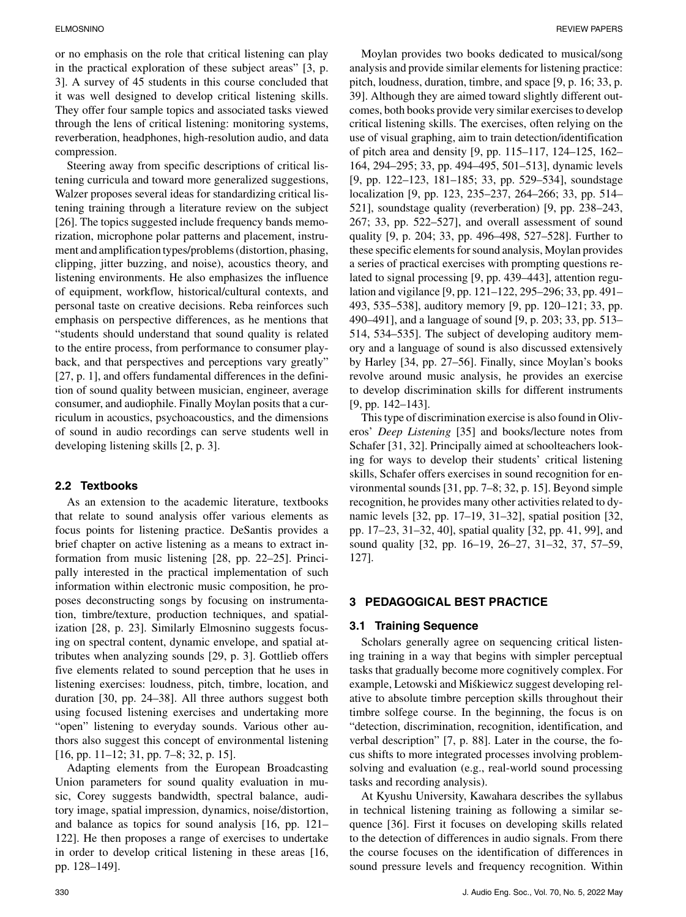or no emphasis on the role that critical listening can play in the practical exploration of these subject areas" [3, p. 3]. A survey of 45 students in this course concluded that it was well designed to develop critical listening skills. They offer four sample topics and associated tasks viewed through the lens of critical listening: monitoring systems, reverberation, headphones, high-resolution audio, and data compression.

Steering away from specific descriptions of critical listening curricula and toward more generalized suggestions, Walzer proposes several ideas for standardizing critical listening training through a literature review on the subject [26]. The topics suggested include frequency bands memorization, microphone polar patterns and placement, instrument and amplification types/problems (distortion, phasing, clipping, jitter buzzing, and noise), acoustics theory, and listening environments. He also emphasizes the influence of equipment, workflow, historical/cultural contexts, and personal taste on creative decisions. Reba reinforces such emphasis on perspective differences, as he mentions that "students should understand that sound quality is related to the entire process, from performance to consumer playback, and that perspectives and perceptions vary greatly" [27, p. 1], and offers fundamental differences in the definition of sound quality between musician, engineer, average consumer, and audiophile. Finally Moylan posits that a curriculum in acoustics, psychoacoustics, and the dimensions of sound in audio recordings can serve students well in developing listening skills [2, p. 3].

### 2.2 Textbooks

As an extension to the academic literature, textbooks that relate to sound analysis offer various elements as focus points for listening practice. DeSantis provides a brief chapter on active listening as a means to extract information from music listening [28, pp. 22–25]. Principally interested in the practical implementation of such information within electronic music composition, he proposes deconstructing songs by focusing on instrumentation, timbre/texture, production techniques, and spatialization [28, p. 23]. Similarly Elmosnino suggests focusing on spectral content, dynamic envelope, and spatial attributes when analyzing sounds [29, p. 3]. Gottlieb offers five elements related to sound perception that he uses in listening exercises: loudness, pitch, timbre, location, and duration [30, pp. 24–38]. All three authors suggest both using focused listening exercises and undertaking more "open" listening to everyday sounds. Various other authors also suggest this concept of environmental listening [16, pp. 11–12; 31, pp. 7–8; 32, p. 15].

Adapting elements from the European Broadcasting Union parameters for sound quality evaluation in music, Corey suggests bandwidth, spectral balance, auditory image, spatial impression, dynamics, noise/distortion, and balance as topics for sound analysis [16, pp. 121–122]. He then proposes a range of exercises to undertake in order to develop critical listening in these areas [16, pp. 128–149].

Moylan provides two books dedicated to musical/song analysis and provide similar elements for listening practice: pitch, loudness, duration, timbre, and space [9, p. 16; 33, p. 39]. Although they are aimed toward slightly different outcomes, both books provide very similar exercises to develop critical listening skills. The exercises, often relying on the use of visual graphing, aim to train detection/identification of pitch area and density [9, pp. 115–117, 124–125, 162–164, 294–295; 33, pp. 494–495, 501–513], dynamic levels [9, pp. 122–123, 181–185; 33, pp. 529–534], soundstage localization [9, pp. 123, 235–237, 264–266; 33, pp. 514–521], soundstage quality (reverberation) [9, pp. 238–243, 267; 33, pp. 522–527], and overall assessment of sound quality [9, p. 204; 33, pp. 496–498, 527–528]. Further to these specific elements for sound analysis, Moylan provides a series of practical exercises with prompting questions related to signal processing [9, pp. 439–443], attention regulation and vigilance [9, pp. 121–122, 295–296; 33, pp. 491–493, 535–538], auditory memory [9, pp. 120–121; 33, pp. 490–491], and a language of sound [9, p. 203; 33, pp. 513–514, 534–535]. The subject of developing auditory memory and a language of sound is also discussed extensively by Harley [34, pp. 27–56]. Finally, since Moylan's books revolve around music analysis, he provides an exercise to develop discrimination skills for different instruments [9, pp. 142–143].

This type of discrimination exercise is also found in Oliveros' *Deep Listening* [35] and books/lecture notes from Schafer [31, 32]. Principally aimed at schoolteachers looking for ways to develop their students' critical listening skills, Schafer offers exercises in sound recognition for environmental sounds [31, pp. 7–8; 32, p. 15]. Beyond simple recognition, he provides many other activities related to dynamic levels [32, pp. 17–19, 31–32], spatial position [32, pp. 17–23, 31–32, 40], spatial quality [32, pp. 41, 99], and sound quality [32, pp. 16–19, 26–27, 31–32, 37, 57–59, 127].

## 3 PEDAGOGICAL BEST PRACTICE

### 3.1 Training Sequence

Scholars generally agree on sequencing critical listening training in a way that begins with simpler perceptual tasks that gradually become more cognitively complex. For example, Letowski and Miśkiewicz suggest developing relative to absolute timbre perception skills throughout their timbre solfege course. In the beginning, the focus is on "detection, discrimination, recognition, identification, and verbal description" [7, p. 88]. Later in the course, the focus shifts to more integrated processes involving problem-solving and evaluation (e.g., real-world sound processing tasks and recording analysis).

At Kyushu University, Kawahara describes the syllabus in technical listening training as following a similar sequence [36]. First it focuses on developing skills related to the detection of differences in audio signals. From there the course focuses on the identification of differences in sound pressure levels and frequency recognition. Within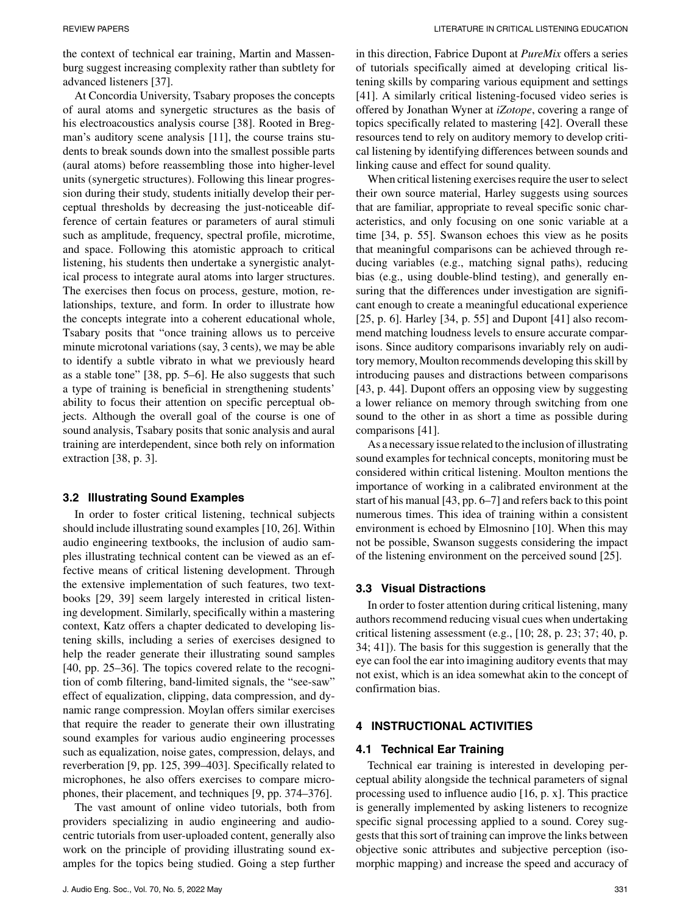the context of technical ear training, Martin and Massenburg suggest increasing complexity rather than subtlety for advanced listeners [37].

At Concordia University, Tsabary proposes the concepts of aural atoms and synergetic structures as the basis of his electroacoustics analysis course [38]. Rooted in Bregman's auditory scene analysis [11], the course trains students to break sounds down into the smallest possible parts (aural atoms) before reassembling those into higher-level units (synergetic structures). Following this linear progression during their study, students initially develop their perceptual thresholds by decreasing the just-noticeable difference of certain features or parameters of aural stimuli such as amplitude, frequency, spectral profile, microtime, and space. Following this atomistic approach to critical listening, his students then undertake a synergistic analytical process to integrate aural atoms into larger structures. The exercises then focus on process, gesture, motion, relationships, texture, and form. In order to illustrate how the concepts integrate into a coherent educational whole, Tsabary posits that "once training allows us to perceive minute microtonal variations (say, 3 cents), we may be able to identify a subtle vibrato in what we previously heard as a stable tone" [38, pp. 5–6]. He also suggests that such a type of training is beneficial in strengthening students' ability to focus their attention on specific perceptual objects. Although the overall goal of the course is one of sound analysis, Tsabary posits that sonic analysis and aural training are interdependent, since both rely on information extraction [38, p. 3].

### 3.2 Illustrating Sound Examples

In order to foster critical listening, technical subjects should include illustrating sound examples [10, 26]. Within audio engineering textbooks, the inclusion of audio samples illustrating technical content can be viewed as an effective means of critical listening development. Through the extensive implementation of such features, two textbooks [29, 39] seem largely interested in critical listening development. Similarly, specifically within a mastering context, Katz offers a chapter dedicated to developing listening skills, including a series of exercises designed to help the reader generate their illustrating sound samples [40, pp. 25–36]. The topics covered relate to the recognition of comb filtering, band-limited signals, the "see-saw" effect of equalization, clipping, data compression, and dynamic range compression. Moylan offers similar exercises that require the reader to generate their own illustrating sound examples for various audio engineering processes such as equalization, noise gates, compression, delays, and reverberation [9, pp. 125, 399–403]. Specifically related to microphones, he also offers exercises to compare microphones, their placement, and techniques [9, pp. 374–376].

The vast amount of online video tutorials, both from providers specializing in audio engineering and audio-centric tutorials from user-uploaded content, generally also work on the principle of providing illustrating sound examples for the topics being studied. Going a step further in this direction, Fabrice Dupont at *PureMix* offers a series of tutorials specifically aimed at developing critical listening skills by comparing various equipment and settings [41]. A similarly critical listening-focused video series is offered by Jonathan Wyner at *iZotope*, covering a range of topics specifically related to mastering [42]. Overall these resources tend to rely on auditory memory to develop critical listening by identifying differences between sounds and linking cause and effect for sound quality.

When critical listening exercises require the user to select their own source material, Harley suggests using sources that are familiar, appropriate to reveal specific sonic characteristics, and only focusing on one sonic variable at a time [34, p. 55]. Swanson echoes this view as he posits that meaningful comparisons can be achieved through reducing variables (e.g., matching signal paths), reducing bias (e.g., using double-blind testing), and generally ensuring that the differences under investigation are significant enough to create a meaningful educational experience [25, p. 6]. Harley [34, p. 55] and Dupont [41] also recommend matching loudness levels to ensure accurate comparisons. Since auditory comparisons invariably rely on auditory memory, Moulton recommends developing this skill by introducing pauses and distractions between comparisons [43, p. 44]. Dupont offers an opposing view by suggesting a lower reliance on memory through switching from one sound to the other in as short a time as possible during comparisons [41].

As a necessary issue related to the inclusion of illustrating sound examples for technical concepts, monitoring must be considered within critical listening. Moulton mentions the importance of working in a calibrated environment at the start of his manual [43, pp. 6–7] and refers back to this point numerous times. This idea of training within a consistent environment is echoed by Elmosnino [10]. When this may not be possible, Swanson suggests considering the impact of the listening environment on the perceived sound [25].

### 3.3 Visual Distractions

In order to foster attention during critical listening, many authors recommend reducing visual cues when undertaking critical listening assessment (e.g., [10; 28, p. 23; 37; 40, p. 34; 41]). The basis for this suggestion is generally that the eye can fool the ear into imagining auditory events that may not exist, which is an idea somewhat akin to the concept of confirmation bias.

## 4 INSTRUCTIONAL ACTIVITIES

### 4.1 Technical Ear Training

Technical ear training is interested in developing perceptual ability alongside the technical parameters of signal processing used to influence audio [16, p. x]. This practice is generally implemented by asking listeners to recognize specific signal processing applied to a sound. Corey suggests that this sort of training can improve the links between objective sonic attributes and subjective perception (isomorphic mapping) and increase the speed and accuracy of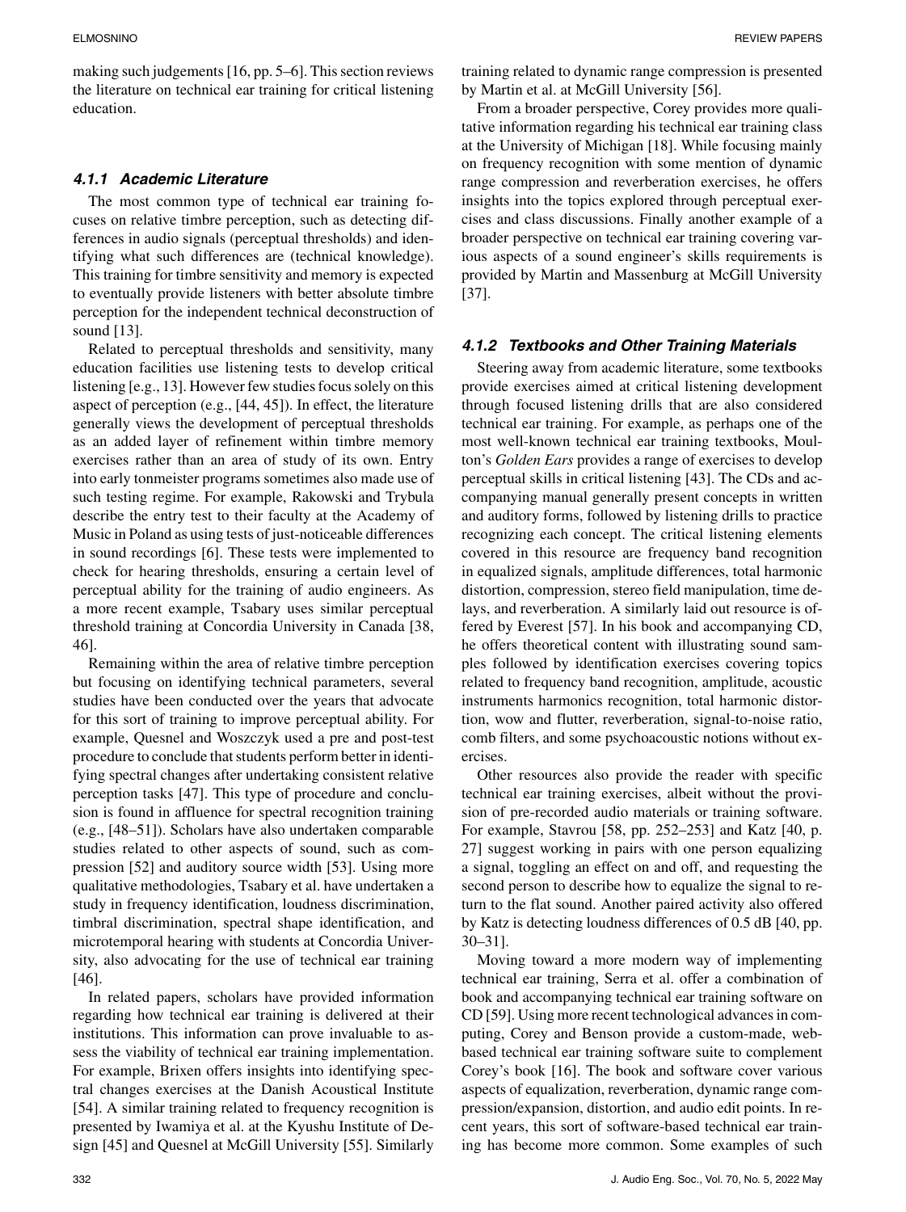making such judgements [16, pp. 5–6]. This section reviews the literature on technical ear training for critical listening education.

#### 4.1.1 Academic Literature

The most common type of technical ear training focuses on relative timbre perception, such as detecting differences in audio signals (perceptual thresholds) and identifying what such differences are (technical knowledge). This training for timbre sensitivity and memory is expected to eventually provide listeners with better absolute timbre perception for the independent technical deconstruction of sound [13].

Related to perceptual thresholds and sensitivity, many education facilities use listening tests to develop critical listening [e.g., 13]. However few studies focus solely on this aspect of perception (e.g., [44, 45]). In effect, the literature generally views the development of perceptual thresholds as an added layer of refinement within timbre memory exercises rather than an area of study of its own. Entry into early tonmeister programs sometimes also made use of such testing regime. For example, Rakowski and Trybula describe the entry test to their faculty at the Academy of Music in Poland as using tests of just-noticeable differences in sound recordings [6]. These tests were implemented to check for hearing thresholds, ensuring a certain level of perceptual ability for the training of audio engineers. As a more recent example, Tsabary uses similar perceptual threshold training at Concordia University in Canada [38, 46].

Remaining within the area of relative timbre perception but focusing on identifying technical parameters, several studies have been conducted over the years that advocate for this sort of training to improve perceptual ability. For example, Quesnel and Woszczyk used a pre and post-test procedure to conclude that students perform better in identifying spectral changes after undertaking consistent relative perception tasks [47]. This type of procedure and conclusion is found in affluence for spectral recognition training (e.g., [48–51]). Scholars have also undertaken comparable studies related to other aspects of sound, such as compression [52] and auditory source width [53]. Using more qualitative methodologies, Tsabary et al. have undertaken a study in frequency identification, loudness discrimination, timbral discrimination, spectral shape identification, and microtemporal hearing with students at Concordia University, also advocating for the use of technical ear training [46].

In related papers, scholars have provided information regarding how technical ear training is delivered at their institutions. This information can prove invaluable to assess the viability of technical ear training implementation. For example, Brixen offers insights into identifying spectral changes exercises at the Danish Acoustical Institute [54]. A similar training related to frequency recognition is presented by Iwamiya et al. at the Kyushu Institute of Design [45] and Quesnel at McGill University [55]. Similarly training related to dynamic range compression is presented by Martin et al. at McGill University [56].

From a broader perspective, Corey provides more qualitative information regarding his technical ear training class at the University of Michigan [18]. While focusing mainly on frequency recognition with some mention of dynamic range compression and reverberation exercises, he offers insights into the topics explored through perceptual exercises and class discussions. Finally another example of a broader perspective on technical ear training covering various aspects of a sound engineer's skills requirements is provided by Martin and Massenburg at McGill University [37].

#### 4.1.2 Textbooks and Other Training Materials

Steering away from academic literature, some textbooks provide exercises aimed at critical listening development through focused listening drills that are also considered technical ear training. For example, as perhaps one of the most well-known technical ear training textbooks, Moulton's *Golden Ears* provides a range of exercises to develop perceptual skills in critical listening [43]. The CDs and accompanying manual generally present concepts in written and auditory forms, followed by listening drills to practice recognizing each concept. The critical listening elements covered in this resource are frequency band recognition in equalized signals, amplitude differences, total harmonic distortion, compression, stereo field manipulation, time delays, and reverberation. A similarly laid out resource is offered by Everest [57]. In his book and accompanying CD, he offers theoretical content with illustrating sound samples followed by identification exercises covering topics related to frequency band recognition, amplitude, acoustic instruments harmonics recognition, total harmonic distortion, wow and flutter, reverberation, signal-to-noise ratio, comb filters, and some psychoacoustic notions without exercises.

Other resources also provide the reader with specific technical ear training exercises, albeit without the provision of pre-recorded audio materials or training software. For example, Stavrou [58, pp. 252–253] and Katz [40, p. 27] suggest working in pairs with one person equalizing a signal, toggling an effect on and off, and requesting the second person to describe how to equalize the signal to return to the flat sound. Another paired activity also offered by Katz is detecting loudness differences of 0.5 dB [40, pp. 30–31].

Moving toward a more modern way of implementing technical ear training, Serra et al. offer a combination of book and accompanying technical ear training software on CD [59]. Using more recent technological advances in computing, Corey and Benson provide a custom-made, web-based technical ear training software suite to complement Corey's book [16]. The book and software cover various aspects of equalization, reverberation, dynamic range compression/expansion, distortion, and audio edit points. In recent years, this sort of software-based technical ear training has become more common. Some examples of such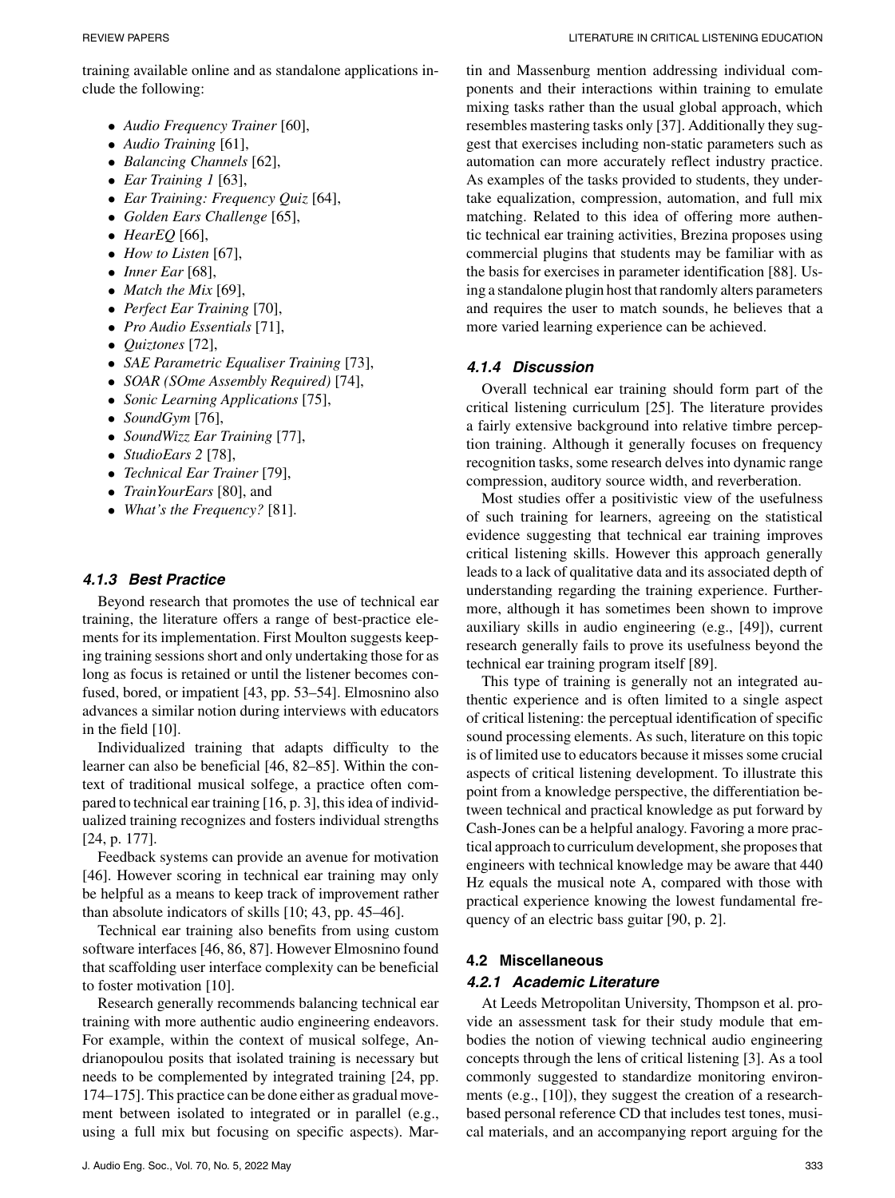training available online and as standalone applications include the following:

- *Audio Frequency Trainer* [60],
- *Audio Training* [61],
- *Balancing Channels* [62],
- *Ear Training 1* [63],
- *Ear Training: Frequency Quiz* [64],
- *Golden Ears Challenge* [65],
- *HearEQ* [66],
- *How to Listen* [67],
- *Inner Ear* [68],
- *Match the Mix* [69],
- *Perfect Ear Training* [70],
- *Pro Audio Essentials* [71],
- *Quiztones* [72],
- *SAE Parametric Equaliser Training* [73],
- *SOAR (SOme Assembly Required)* [74],
- *Sonic Learning Applications* [75],
- *SoundGym* [76],
- *SoundWizz Ear Training* [77],
- *StudioEars 2* [78],
- *Technical Ear Trainer* [79],
- *TrainYourEars* [80], and
- *What's the Frequency?* [81].

#### 4.1.3 Best Practice

Beyond research that promotes the use of technical ear training, the literature offers a range of best-practice elements for its implementation. First Moulton suggests keeping training sessions short and only undertaking those for as long as focus is retained or until the listener becomes confused, bored, or impatient [43, pp. 53–54]. Elmosnino also advances a similar notion during interviews with educators in the field [10].

Individualized training that adapts difficulty to the learner can also be beneficial [46, 82–85]. Within the context of traditional musical solfege, a practice often compared to technical ear training [16, p. 3], this idea of individualized training recognizes and fosters individual strengths [24, p. 177].

Feedback systems can provide an avenue for motivation [46]. However scoring in technical ear training may only be helpful as a means to keep track of improvement rather than absolute indicators of skills [10; 43, pp. 45–46].

Technical ear training also benefits from using custom software interfaces [46, 86, 87]. However Elmosnino found that scaffolding user interface complexity can be beneficial to foster motivation [10].

Research generally recommends balancing technical ear training with more authentic audio engineering endeavors. For example, within the context of musical solfege, Andrianopoulou posits that isolated training is necessary but needs to be complemented by integrated training [24, pp. 174–175]. This practice can be done either as gradual movement between isolated to integrated or in parallel (e.g., using a full mix but focusing on specific aspects). Martin and Massenburg mention addressing individual components and their interactions within training to emulate mixing tasks rather than the usual global approach, which resembles mastering tasks only [37]. Additionally they suggest that exercises including non-static parameters such as automation can more accurately reflect industry practice. As examples of the tasks provided to students, they undertake equalization, compression, automation, and full mix matching. Related to this idea of offering more authentic technical ear training activities, Brezina proposes using commercial plugins that students may be familiar with as the basis for exercises in parameter identification [88]. Using a standalone plugin host that randomly alters parameters and requires the user to match sounds, he believes that a more varied learning experience can be achieved.

#### 4.1.4 Discussion

Overall technical ear training should form part of the critical listening curriculum [25]. The literature provides a fairly extensive background into relative timbre perception training. Although it generally focuses on frequency recognition tasks, some research delves into dynamic range compression, auditory source width, and reverberation.

Most studies offer a positivistic view of the usefulness of such training for learners, agreeing on the statistical evidence suggesting that technical ear training improves critical listening skills. However this approach generally leads to a lack of qualitative data and its associated depth of understanding regarding the training experience. Furthermore, although it has sometimes been shown to improve auxiliary skills in audio engineering (e.g., [49]), current research generally fails to prove its usefulness beyond the technical ear training program itself [89].

This type of training is generally not an integrated authentic experience and is often limited to a single aspect of critical listening: the perceptual identification of specific sound processing elements. As such, literature on this topic is of limited use to educators because it misses some crucial aspects of critical listening development. To illustrate this point from a knowledge perspective, the differentiation between technical and practical knowledge as put forward by Cash-Jones can be a helpful analogy. Favoring a more practical approach to curriculum development, she proposes that engineers with technical knowledge may be aware that 440 Hz equals the musical note A, compared with those with practical experience knowing the lowest fundamental frequency of an electric bass guitar [90, p. 2].

### 4.2 Miscellaneous

#### 4.2.1 Academic Literature

At Leeds Metropolitan University, Thompson et al. provide an assessment task for their study module that embodies the notion of viewing technical audio engineering concepts through the lens of critical listening [3]. As a tool commonly suggested to standardize monitoring environments (e.g., [10]), they suggest the creation of a research-based personal reference CD that includes test tones, musical materials, and an accompanying report arguing for the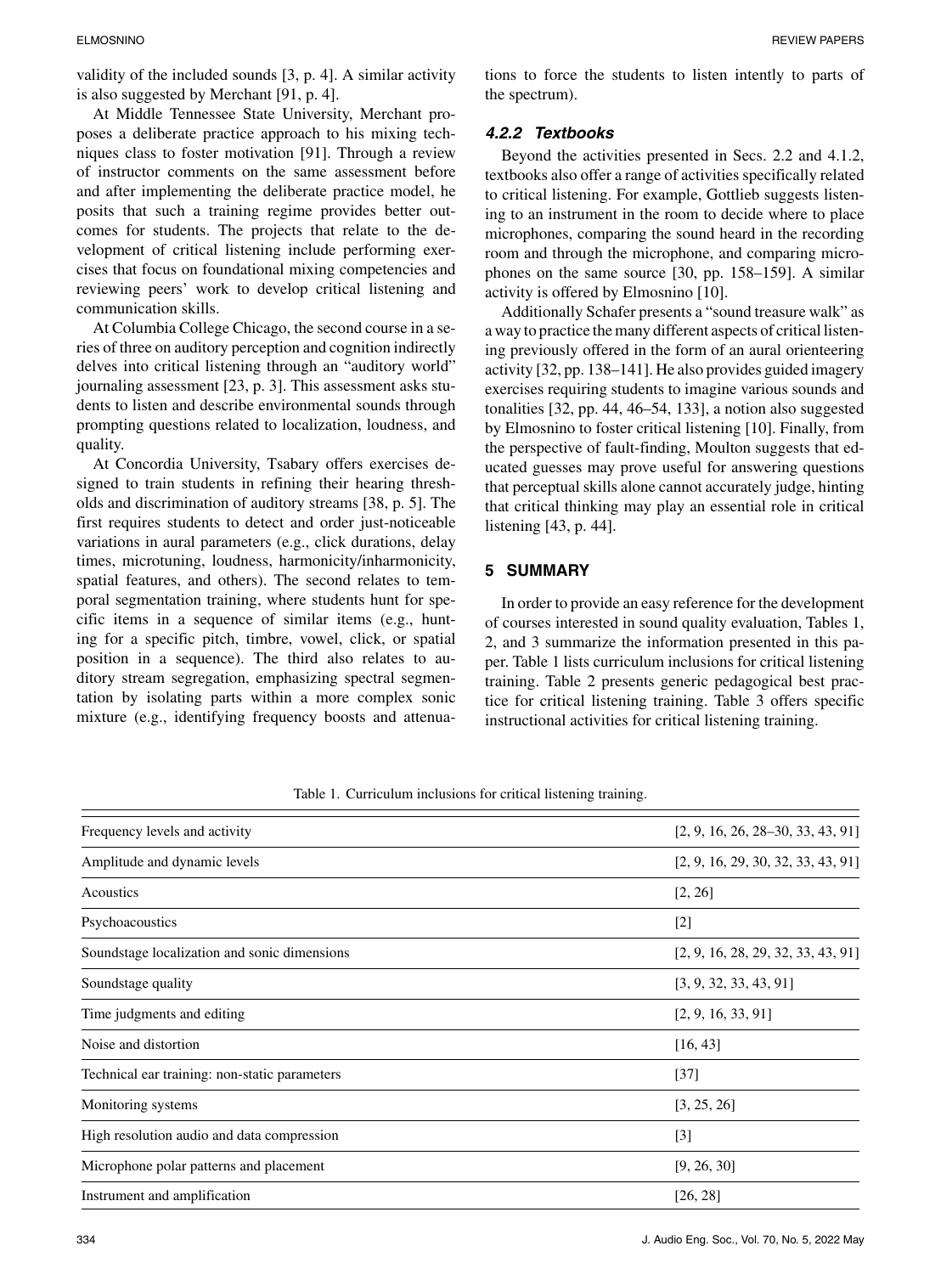validity of the included sounds [3, p. 4]. A similar activity is also suggested by Merchant [91, p. 4].

At Middle Tennessee State University, Merchant proposes a deliberate practice approach to his mixing techniques class to foster motivation [91]. Through a review of instructor comments on the same assessment before and after implementing the deliberate practice model, he posits that such a training regime provides better outcomes for students. The projects that relate to the development of critical listening include performing exercises that focus on foundational mixing competencies and reviewing peers' work to develop critical listening and communication skills.

At Columbia College Chicago, the second course in a series of three on auditory perception and cognition indirectly delves into critical listening through an "auditory world" journaling assessment [23, p. 3]. This assessment asks students to listen and describe environmental sounds through prompting questions related to localization, loudness, and quality.

At Concordia University, Tsabary offers exercises designed to train students in refining their hearing thresholds and discrimination of auditory streams [38, p. 5]. The first requires students to detect and order just-noticeable variations in aural parameters (e.g., click durations, delay times, microtuning, loudness, harmonicity/inharmonicity, spatial features, and others). The second relates to temporal segmentation training, where students hunt for specific items in a sequence of similar items (e.g., hunting for a specific pitch, timbre, vowel, click, or spatial position in a sequence). The third also relates to auditory stream segregation, emphasizing spectral segmentation by isolating parts within a more complex sonic mixture (e.g., identifying frequency boosts and attenuations to force the students to listen intently to parts of the spectrum).

#### *4.2.2 Textbooks*

Beyond the activities presented in Secs. 2.2 and 4.1.2, textbooks also offer a range of activities specifically related to critical listening. For example, Gottlieb suggests listening to an instrument in the room to decide where to place microphones, comparing the sound heard in the recording room and through the microphone, and comparing microphones on the same source [30, pp. 158–159]. A similar activity is offered by Elmosnino [10].

Additionally Schafer presents a "sound treasure walk" as a way to practice the many different aspects of critical listening previously offered in the form of an aural orienteering activity [32, pp. 138–141]. He also provides guided imagery exercises requiring students to imagine various sounds and tonalities [32, pp. 44, 46–54, 133], a notion also suggested by Elmosnino to foster critical listening [10]. Finally, from the perspective of fault-finding, Moulton suggests that educated guesses may prove useful for answering questions that perceptual skills alone cannot accurately judge, hinting that critical thinking may play an essential role in critical listening [43, p. 44].

## 5 SUMMARY

In order to provide an easy reference for the development of courses interested in sound quality evaluation, Tables 1, 2, and 3 summarize the information presented in this paper. Table 1 lists curriculum inclusions for critical listening training. Table 2 presents generic pedagogical best practice for critical listening training. Table 3 offers specific instructional activities for critical listening training.

Table 1. Curriculum inclusions for critical listening training.

| | |
|---|---|
| Frequency levels and activity | [2, 9, 16, 26, 28–30, 33, 43, 91] |
| Amplitude and dynamic levels | [2, 9, 16, 29, 30, 32, 33, 43, 91] |
| Acoustics | [2, 26] |
| Psychoacoustics | [2] |
| Soundstage localization and sonic dimensions | [2, 9, 16, 28, 29, 32, 33, 43, 91] |
| Soundstage quality | [3, 9, 32, 33, 43, 91] |
| Time judgments and editing | [2, 9, 16, 33, 91] |
| Noise and distortion | [16, 43] |
| Technical ear training: non-static parameters | [37] |
| Monitoring systems | [3, 25, 26] |
| High resolution audio and data compression | [3] |
| Microphone polar patterns and placement | [9, 26, 30] |
| Instrument and amplification | [26, 28] |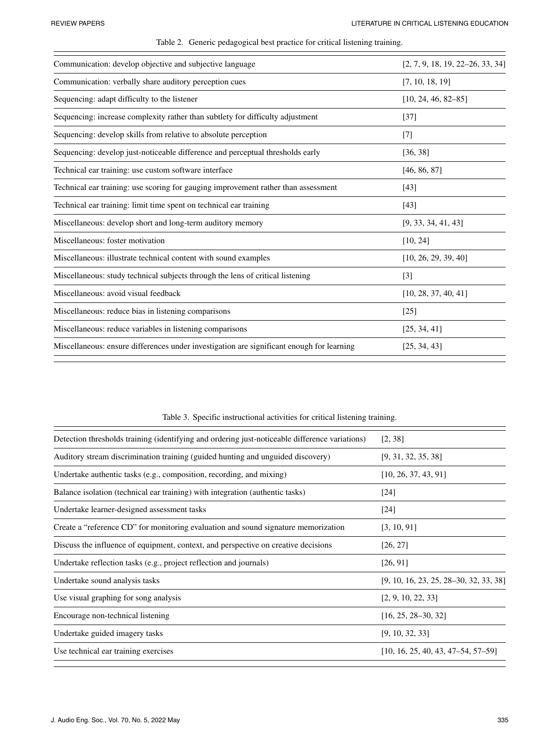Table 2. Generic pedagogical best practice for critical listening training.

| | |
|---|---|
| Communication: develop objective and subjective language | [2, 7, 9, 18, 19, 22–26, 33, 34] |
| Communication: verbally share auditory perception cues | [7, 10, 18, 19] |
| Sequencing: adapt difficulty to the listener | [10, 24, 46, 82–85] |
| Sequencing: increase complexity rather than subtlety for difficulty adjustment | [37] |
| Sequencing: develop skills from relative to absolute perception | [7] |
| Sequencing: develop just-noticeable difference and perceptual thresholds early | [36, 38] |
| Technical ear training: use custom software interface | [46, 86, 87] |
| Technical ear training: use scoring for gauging improvement rather than assessment | [43] |
| Technical ear training: limit time spent on technical ear training | [43] |
| Miscellaneous: develop short and long-term auditory memory | [9, 33, 34, 41, 43] |
| Miscellaneous: foster motivation | [10, 24] |
| Miscellaneous: illustrate technical content with sound examples | [10, 26, 29, 39, 40] |
| Miscellaneous: study technical subjects through the lens of critical listening | [3] |
| Miscellaneous: avoid visual feedback | [10, 28, 37, 40, 41] |
| Miscellaneous: reduce bias in listening comparisons | [25] |
| Miscellaneous: reduce variables in listening comparisons | [25, 34, 41] |
| Miscellaneous: ensure differences under investigation are significant enough for learning | [25, 34, 43] |

Table 3. Specific instructional activities for critical listening training.

| | |
|---|---|
| Detection thresholds training (identifying and ordering just-noticeable difference variations) | [2, 38] |
| Auditory stream discrimination training (guided hunting and unguided discovery) | [9, 31, 32, 35, 38] |
| Undertake authentic tasks (e.g., composition, recording, and mixing) | [10, 26, 37, 43, 91] |
| Balance isolation (technical ear training) with integration (authentic tasks) | [24] |
| Undertake learner-designed assessment tasks | [24] |
| Create a "reference CD" for monitoring evaluation and sound signature memorization | [3, 10, 91] |
| Discuss the influence of equipment, context, and perspective on creative decisions | [26, 27] |
| Undertake reflection tasks (e.g., project reflection and journals) | [26, 91] |
| Undertake sound analysis tasks | [9, 10, 16, 23, 25, 28–30, 32, 33, 38] |
| Use visual graphing for song analysis | [2, 9, 10, 22, 33] |
| Encourage non-technical listening | [16, 25, 28–30, 32] |
| Undertake guided imagery tasks | [9, 10, 32, 33] |
| Use technical ear training exercises | [10, 16, 25, 40, 43, 47–54, 57–59] |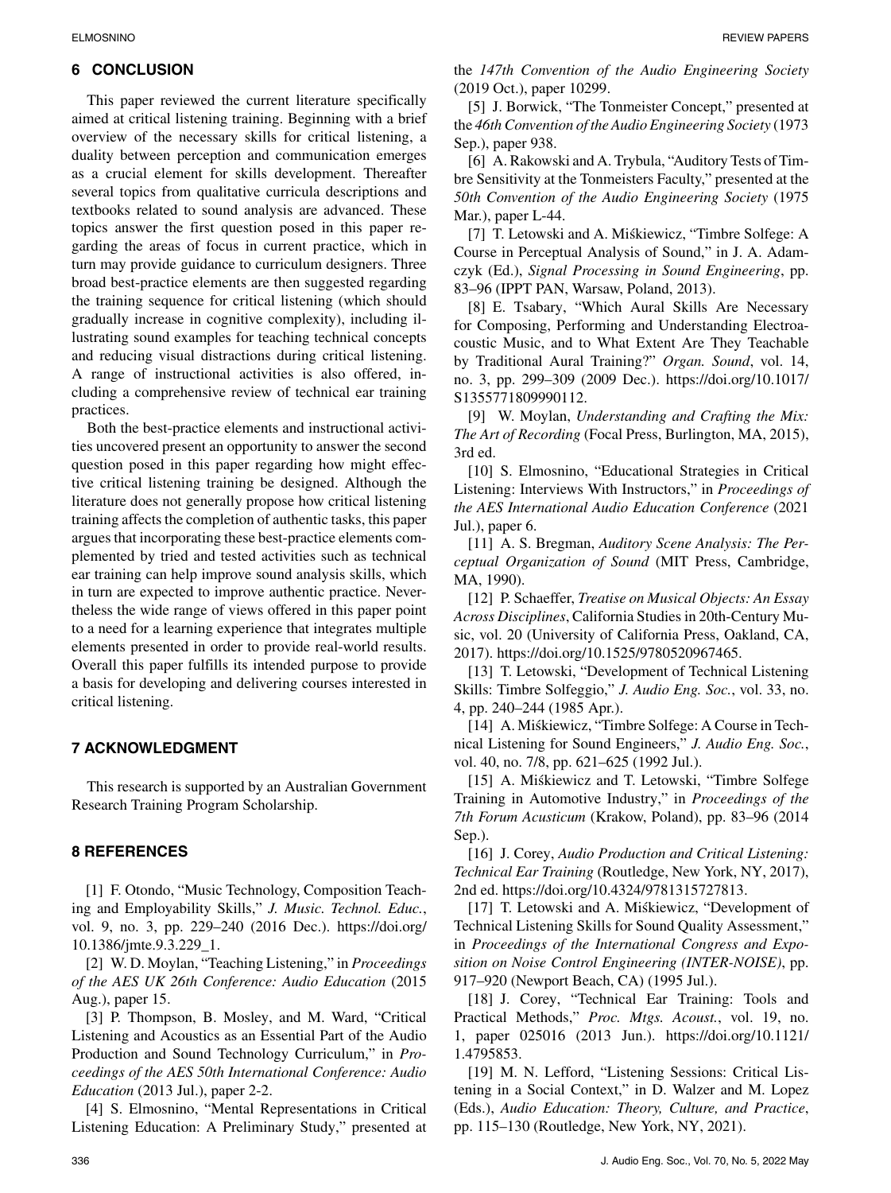## 6 CONCLUSION

This paper reviewed the current literature specifically aimed at critical listening training. Beginning with a brief overview of the necessary skills for critical listening, a duality between perception and communication emerges as a crucial element for skills development. Thereafter several topics from qualitative curricula descriptions and textbooks related to sound analysis are advanced. These topics answer the first question posed in this paper regarding the areas of focus in current practice, which in turn may provide guidance to curriculum designers. Three broad best-practice elements are then suggested regarding the training sequence for critical listening (which should gradually increase in cognitive complexity), including illustrating sound examples for teaching technical concepts and reducing visual distractions during critical listening. A range of instructional activities is also offered, including a comprehensive review of technical ear training practices.

Both the best-practice elements and instructional activities uncovered present an opportunity to answer the second question posed in this paper regarding how might effective critical listening training be designed. Although the literature does not generally propose how critical listening training affects the completion of authentic tasks, this paper argues that incorporating these best-practice elements complemented by tried and tested activities such as technical ear training can help improve sound analysis skills, which in turn are expected to improve authentic practice. Nevertheless the wide range of views offered in this paper point to a need for a learning experience that integrates multiple elements presented in order to provide real-world results. Overall this paper fulfills its intended purpose to provide a basis for developing and delivering courses interested in critical listening.

## 7 ACKNOWLEDGMENT

This research is supported by an Australian Government Research Training Program Scholarship.

## 8 REFERENCES

[1] F. Otondo, "Music Technology, Composition Teaching and Employability Skills," *J. Music. Technol. Educ.*, vol. 9, no. 3, pp. 229–240 (2016 Dec.). https://doi.org/10.1386/jmte.9.3.229_1.

[2] W. D. Moylan, "Teaching Listening," in *Proceedings of the AES UK 26th Conference: Audio Education* (2015 Aug.), paper 15.

[3] P. Thompson, B. Mosley, and M. Ward, "Critical Listening and Acoustics as an Essential Part of the Audio Production and Sound Technology Curriculum," in *Proceedings of the AES 50th International Conference: Audio Education* (2013 Jul.), paper 2-2.

[4] S. Elmosnino, "Mental Representations in Critical Listening Education: A Preliminary Study," presented at the *147th Convention of the Audio Engineering Society* (2019 Oct.), paper 10299.

[5] J. Borwick, "The Tonmeister Concept," presented at the *46th Convention of the Audio Engineering Society* (1973 Sep.), paper 938.

[6] A. Rakowski and A. Trybula, "Auditory Tests of Timbre Sensitivity at the Tonmeisters Faculty," presented at the *50th Convention of the Audio Engineering Society* (1975 Mar.), paper L-44.

[7] T. Letowski and A. Miśkiewicz, "Timbre Solfege: A Course in Perceptual Analysis of Sound," in J. A. Adamczyk (Ed.), *Signal Processing in Sound Engineering*, pp. 83–96 (IPPT PAN, Warsaw, Poland, 2013).

[8] E. Tsabary, "Which Aural Skills Are Necessary for Composing, Performing and Understanding Electroacoustic Music, and to What Extent Are They Teachable by Traditional Aural Training?" *Organ. Sound*, vol. 14, no. 3, pp. 299–309 (2009 Dec.). https://doi.org/10.1017/S1355771809990112.

[9] W. Moylan, *Understanding and Crafting the Mix: The Art of Recording* (Focal Press, Burlington, MA, 2015), 3rd ed.

[10] S. Elmosnino, "Educational Strategies in Critical Listening: Interviews With Instructors," in *Proceedings of the AES International Audio Education Conference* (2021 Jul.), paper 6.

[11] A. S. Bregman, *Auditory Scene Analysis: The Perceptual Organization of Sound* (MIT Press, Cambridge, MA, 1990).

[12] P. Schaeffer, *Treatise on Musical Objects: An Essay Across Disciplines*, California Studies in 20th-Century Music, vol. 20 (University of California Press, Oakland, CA, 2017). https://doi.org/10.1525/9780520967465.

[13] T. Letowski, "Development of Technical Listening Skills: Timbre Solfeggio," *J. Audio Eng. Soc.*, vol. 33, no. 4, pp. 240–244 (1985 Apr.).

[14] A. Miśkiewicz, "Timbre Solfege: A Course in Technical Listening for Sound Engineers," *J. Audio Eng. Soc.*, vol. 40, no. 7/8, pp. 621–625 (1992 Jul.).

[15] A. Miśkiewicz and T. Letowski, "Timbre Solfege Training in Automotive Industry," in *Proceedings of the 7th Forum Acusticum* (Krakow, Poland), pp. 83–96 (2014 Sep.).

[16] J. Corey, *Audio Production and Critical Listening: Technical Ear Training* (Routledge, New York, NY, 2017), 2nd ed. https://doi.org/10.4324/9781315727813.

[17] T. Letowski and A. Miśkiewicz, "Development of Technical Listening Skills for Sound Quality Assessment," in *Proceedings of the International Congress and Exposition on Noise Control Engineering (INTER-NOISE)*, pp. 917–920 (Newport Beach, CA) (1995 Jul.).

[18] J. Corey, "Technical Ear Training: Tools and Practical Methods," *Proc. Mtgs. Acoust.*, vol. 19, no. 1, paper 025016 (2013 Jun.). https://doi.org/10.1121/1.4795853.

[19] M. N. Lefford, "Listening Sessions: Critical Listening in a Social Context," in D. Walzer and M. Lopez (Eds.), *Audio Education: Theory, Culture, and Practice*, pp. 115–130 (Routledge, New York, NY, 2021).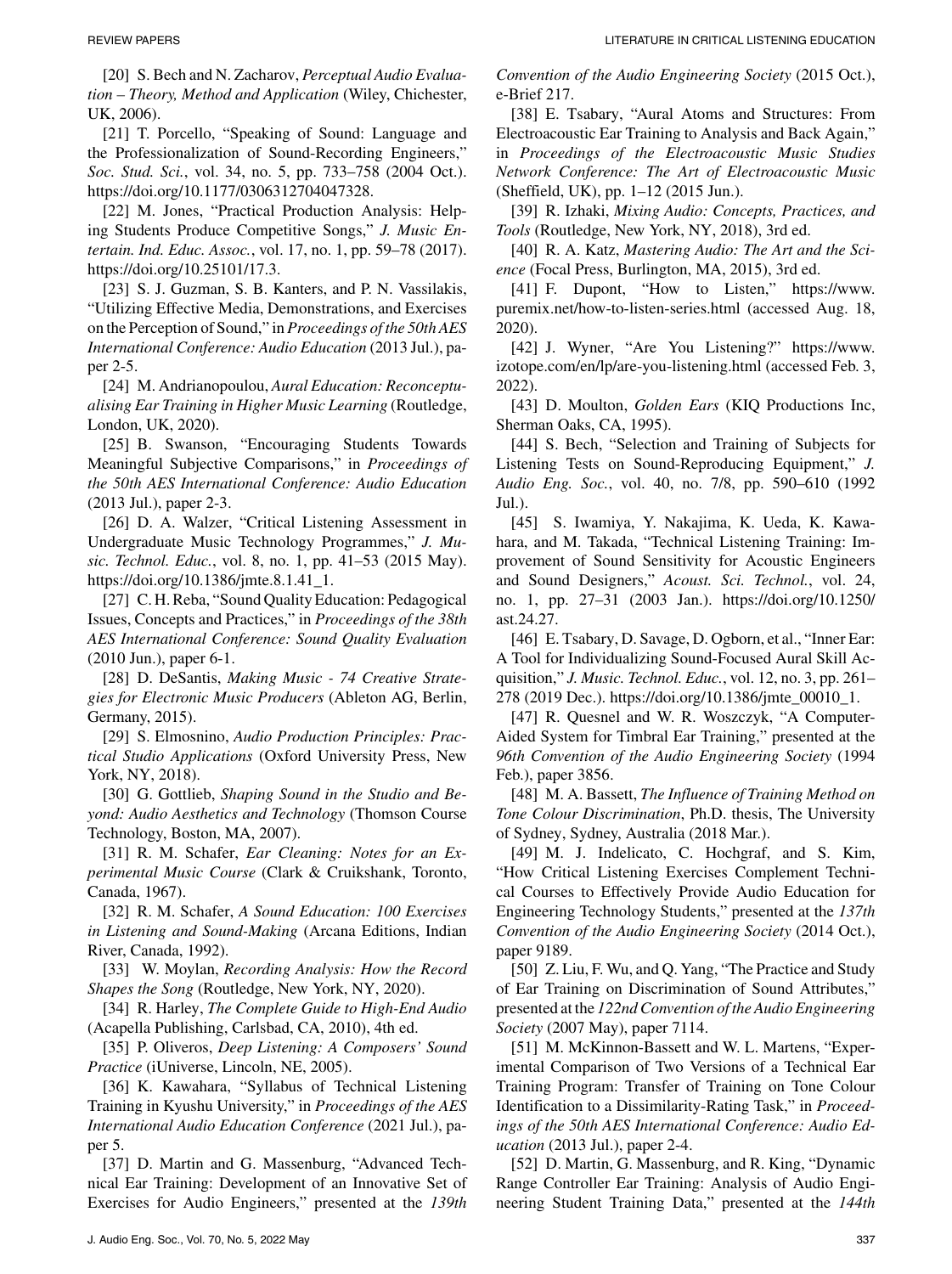[20] S. Bech and N. Zacharov, *Perceptual Audio Evaluation – Theory, Method and Application* (Wiley, Chichester, UK, 2006).

[21] T. Porcello, "Speaking of Sound: Language and the Professionalization of Sound-Recording Engineers," *Soc. Stud. Sci.*, vol. 34, no. 5, pp. 733–758 (2004 Oct.). https://doi.org/10.1177/0306312704047328.

[22] M. Jones, "Practical Production Analysis: Helping Students Produce Competitive Songs," *J. Music Entertain. Ind. Educ. Assoc.*, vol. 17, no. 1, pp. 59–78 (2017). https://doi.org/10.25101/17.3.

[23] S. J. Guzman, S. B. Kanters, and P. N. Vassilakis, "Utilizing Effective Media, Demonstrations, and Exercises on the Perception of Sound," in *Proceedings of the 50th AES International Conference: Audio Education* (2013 Jul.), paper 2-5.

[24] M. Andrianopoulou, *Aural Education: Reconceptualising Ear Training in Higher Music Learning* (Routledge, London, UK, 2020).

[25] B. Swanson, "Encouraging Students Towards Meaningful Subjective Comparisons," in *Proceedings of the 50th AES International Conference: Audio Education* (2013 Jul.), paper 2-3.

[26] D. A. Walzer, "Critical Listening Assessment in Undergraduate Music Technology Programmes," *J. Music. Technol. Educ.*, vol. 8, no. 1, pp. 41–53 (2015 May). https://doi.org/10.1386/jmte.8.1.41_1.

[27] C. H. Reba, "Sound Quality Education: Pedagogical Issues, Concepts and Practices," in *Proceedings of the 38th AES International Conference: Sound Quality Evaluation* (2010 Jun.), paper 6-1.

[28] D. DeSantis, *Making Music - 74 Creative Strategies for Electronic Music Producers* (Ableton AG, Berlin, Germany, 2015).

[29] S. Elmosnino, *Audio Production Principles: Practical Studio Applications* (Oxford University Press, New York, NY, 2018).

[30] G. Gottlieb, *Shaping Sound in the Studio and Beyond: Audio Aesthetics and Technology* (Thomson Course Technology, Boston, MA, 2007).

[31] R. M. Schafer, *Ear Cleaning: Notes for an Experimental Music Course* (Clark & Cruikshank, Toronto, Canada, 1967).

[32] R. M. Schafer, *A Sound Education: 100 Exercises in Listening and Sound-Making* (Arcana Editions, Indian River, Canada, 1992).

[33] W. Moylan, *Recording Analysis: How the Record Shapes the Song* (Routledge, New York, NY, 2020).

[34] R. Harley, *The Complete Guide to High-End Audio* (Acapella Publishing, Carlsbad, CA, 2010), 4th ed.

[35] P. Oliveros, *Deep Listening: A Composers' Sound Practice* (iUniverse, Lincoln, NE, 2005).

[36] K. Kawahara, "Syllabus of Technical Listening Training in Kyushu University," in *Proceedings of the AES International Audio Education Conference* (2021 Jul.), paper 5.

[37] D. Martin and G. Massenburg, "Advanced Technical Ear Training: Development of an Innovative Set of Exercises for Audio Engineers," presented at the *139th Convention of the Audio Engineering Society* (2015 Oct.), e-Brief 217.

[38] E. Tsabary, "Aural Atoms and Structures: From Electroacoustic Ear Training to Analysis and Back Again," in *Proceedings of the Electroacoustic Music Studies Network Conference: The Art of Electroacoustic Music* (Sheffield, UK), pp. 1–12 (2015 Jun.).

[39] R. Izhaki, *Mixing Audio: Concepts, Practices, and Tools* (Routledge, New York, NY, 2018), 3rd ed.

[40] R. A. Katz, *Mastering Audio: The Art and the Science* (Focal Press, Burlington, MA, 2015), 3rd ed.

[41] F. Dupont, "How to Listen," https://www.puremix.net/how-to-listen-series.html (accessed Aug. 18, 2020).

[42] J. Wyner, "Are You Listening?" https://www.izotope.com/en/lp/are-you-listening.html (accessed Feb. 3, 2022).

[43] D. Moulton, *Golden Ears* (KIQ Productions Inc, Sherman Oaks, CA, 1995).

[44] S. Bech, "Selection and Training of Subjects for Listening Tests on Sound-Reproducing Equipment," *J. Audio Eng. Soc.*, vol. 40, no. 7/8, pp. 590–610 (1992 Jul.).

[45] S. Iwamiya, Y. Nakajima, K. Ueda, K. Kawahara, and M. Takada, "Technical Listening Training: Improvement of Sound Sensitivity for Acoustic Engineers and Sound Designers," *Acoust. Sci. Technol.*, vol. 24, no. 1, pp. 27–31 (2003 Jan.). https://doi.org/10.1250/ast.24.27.

[46] E. Tsabary, D. Savage, D. Ogborn, et al., "Inner Ear: A Tool for Individualizing Sound-Focused Aural Skill Acquisition," *J. Music. Technol. Educ.*, vol. 12, no. 3, pp. 261–278 (2019 Dec.). https://doi.org/10.1386/jmte_00010_1.

[47] R. Quesnel and W. R. Woszczyk, "A Computer-Aided System for Timbral Ear Training," presented at the *96th Convention of the Audio Engineering Society* (1994 Feb.), paper 3856.

[48] M. A. Bassett, *The Influence of Training Method on Tone Colour Discrimination*, Ph.D. thesis, The University of Sydney, Sydney, Australia (2018 Mar.).

[49] M. J. Indelicato, C. Hochgraf, and S. Kim, "How Critical Listening Exercises Complement Technical Courses to Effectively Provide Audio Education for Engineering Technology Students," presented at the *137th Convention of the Audio Engineering Society* (2014 Oct.), paper 9189.

[50] Z. Liu, F. Wu, and Q. Yang, "The Practice and Study of Ear Training on Discrimination of Sound Attributes," presented at the *122nd Convention of the Audio Engineering Society* (2007 May), paper 7114.

[51] M. McKinnon-Bassett and W. L. Martens, "Experimental Comparison of Two Versions of a Technical Ear Training Program: Transfer of Training on Tone Colour Identification to a Dissimilarity-Rating Task," in *Proceedings of the 50th AES International Conference: Audio Education* (2013 Jul.), paper 2-4.

[52] D. Martin, G. Massenburg, and R. King, "Dynamic Range Controller Ear Training: Analysis of Audio Engineering Student Training Data," presented at the *144th*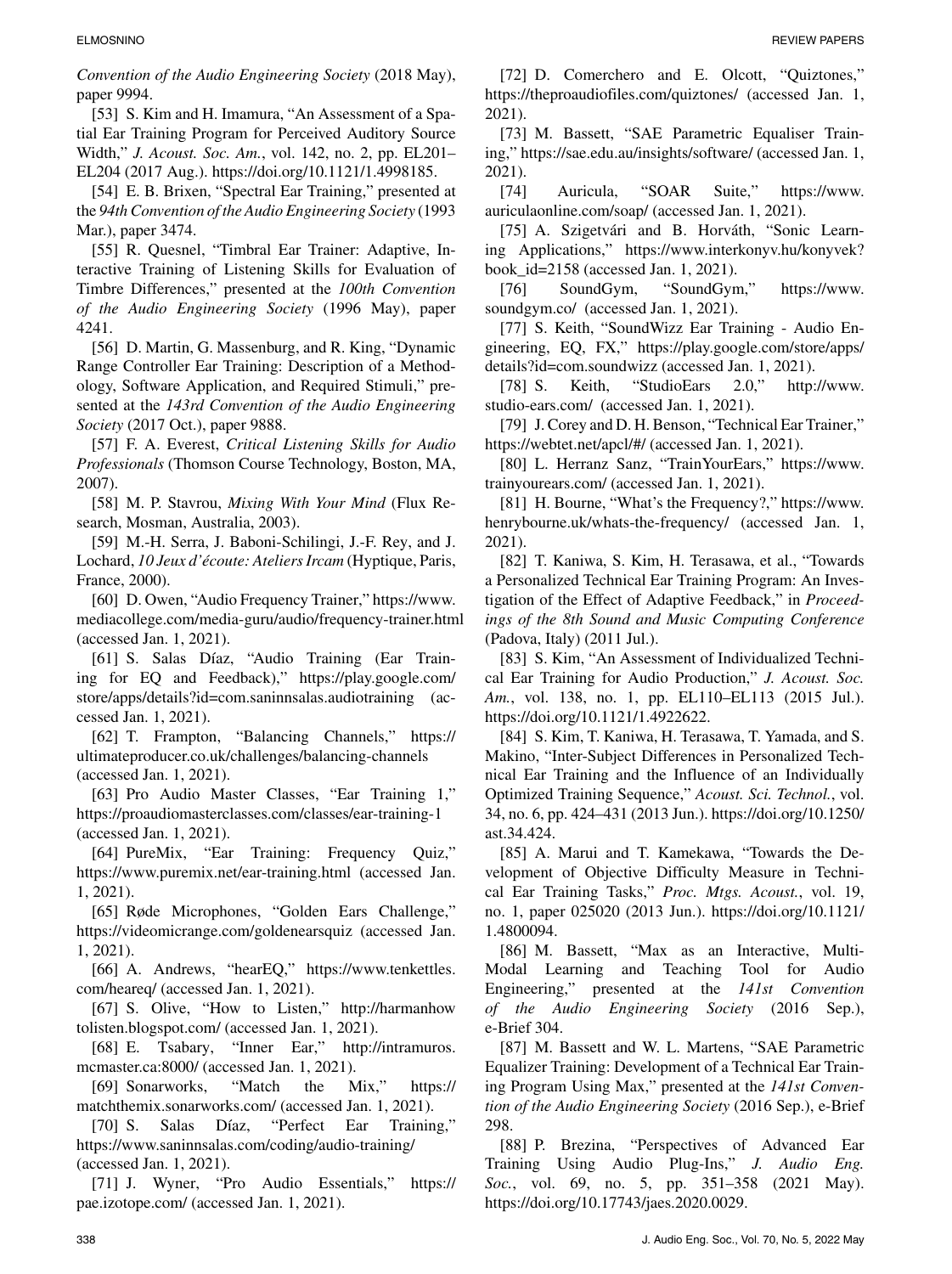*Convention of the Audio Engineering Society* (2018 May), paper 9994.

[53] S. Kim and H. Imamura, "An Assessment of a Spatial Ear Training Program for Perceived Auditory Source Width," *J. Acoust. Soc. Am.*, vol. 142, no. 2, pp. EL201–EL204 (2017 Aug.). https://doi.org/10.1121/1.4998185.

[54] E. B. Brixen, "Spectral Ear Training," presented at the *94th Convention of the Audio Engineering Society* (1993 Mar.), paper 3474.

[55] R. Quesnel, "Timbral Ear Trainer: Adaptive, Interactive Training of Listening Skills for Evaluation of Timbre Differences," presented at the *100th Convention of the Audio Engineering Society* (1996 May), paper 4241.

[56] D. Martin, G. Massenburg, and R. King, "Dynamic Range Controller Ear Training: Description of a Methodology, Software Application, and Required Stimuli," presented at the *143rd Convention of the Audio Engineering Society* (2017 Oct.), paper 9888.

[57] F. A. Everest, *Critical Listening Skills for Audio Professionals* (Thomson Course Technology, Boston, MA, 2007).

[58] M. P. Stavrou, *Mixing With Your Mind* (Flux Research, Mosman, Australia, 2003).

[59] M.-H. Serra, J. Baboni-Schilingi, J.-F. Rey, and J. Lochard, *10 Jeux d'écoute: Ateliers Ircam* (Hyptique, Paris, France, 2000).

[60] D. Owen, "Audio Frequency Trainer," https://www.mediacollege.com/media-guru/audio/frequency-trainer.html (accessed Jan. 1, 2021).

[61] S. Salas Díaz, "Audio Training (Ear Training for EQ and Feedback)," https://play.google.com/store/apps/details?id=com.saninnsalas.audiotraining (accessed Jan. 1, 2021).

[62] T. Frampton, "Balancing Channels," https://ultimateproducer.co.uk/challenges/balancing-channels (accessed Jan. 1, 2021).

[63] Pro Audio Master Classes, "Ear Training 1," https://proaudiomasterclasses.com/classes/ear-training-1 (accessed Jan. 1, 2021).

[64] PureMix, "Ear Training: Frequency Quiz," https://www.puremix.net/ear-training.html (accessed Jan. 1, 2021).

[65] Røde Microphones, "Golden Ears Challenge," https://videomicrange.com/goldenearsquiz (accessed Jan. 1, 2021).

[66] A. Andrews, "hearEQ," https://www.tenkettles.com/heareq/ (accessed Jan. 1, 2021).

[67] S. Olive, "How to Listen," http://harmanhowtolisten.blogspot.com/ (accessed Jan. 1, 2021).

[68] E. Tsabary, "Inner Ear," http://intramuros.mcmaster.ca:8000/ (accessed Jan. 1, 2021).

[69] Sonarworks, "Match the Mix," https://matchthemix.sonarworks.com/ (accessed Jan. 1, 2021).

[70] S. Salas Díaz, "Perfect Ear Training," https://www.saninnsalas.com/coding/audio-training/ (accessed Jan. 1, 2021).

[71] J. Wyner, "Pro Audio Essentials," https://pae.izotope.com/ (accessed Jan. 1, 2021).

[72] D. Comerchero and E. Olcott, "Quiztones," https://theproaudiofiles.com/quiztones/ (accessed Jan. 1, 2021).

[73] M. Bassett, "SAE Parametric Equaliser Training," https://sae.edu.au/insights/software/ (accessed Jan. 1, 2021).

[74] Auricula, "SOAR Suite," https://www.auriculaonline.com/soap/ (accessed Jan. 1, 2021).

[75] A. Szigetvári and B. Horváth, "Sonic Learning Applications," https://www.interkonyv.hu/konyvek?book_id=2158 (accessed Jan. 1, 2021).

[76] SoundGym, "SoundGym," https://www.soundgym.co/ (accessed Jan. 1, 2021).

[77] S. Keith, "SoundWizz Ear Training - Audio Engineering, EQ, FX," https://play.google.com/store/apps/details?id=com.soundwizz (accessed Jan. 1, 2021).

[78] S. Keith, "StudioEars 2.0," http://www.studio-ears.com/ (accessed Jan. 1, 2021).

[79] J. Corey and D. H. Benson, "Technical Ear Trainer," https://webtet.net/apcl/#/ (accessed Jan. 1, 2021).

[80] L. Herranz Sanz, "TrainYourEars," https://www.trainyourears.com/ (accessed Jan. 1, 2021).

[81] H. Bourne, "What's the Frequency?," https://www.henrybourne.uk/whats-the-frequency/ (accessed Jan. 1, 2021).

[82] T. Kaniwa, S. Kim, H. Terasawa, et al., "Towards a Personalized Technical Ear Training Program: An Investigation of the Effect of Adaptive Feedback," in *Proceedings of the 8th Sound and Music Computing Conference* (Padova, Italy) (2011 Jul.).

[83] S. Kim, "An Assessment of Individualized Technical Ear Training for Audio Production," *J. Acoust. Soc. Am.*, vol. 138, no. 1, pp. EL110–EL113 (2015 Jul.). https://doi.org/10.1121/1.4922622.

[84] S. Kim, T. Kaniwa, H. Terasawa, T. Yamada, and S. Makino, "Inter-Subject Differences in Personalized Technical Ear Training and the Influence of an Individually Optimized Training Sequence," *Acoust. Sci. Technol.*, vol. 34, no. 6, pp. 424–431 (2013 Jun.). https://doi.org/10.1250/ast.34.424.

[85] A. Marui and T. Kamekawa, "Towards the Development of Objective Difficulty Measure in Technical Ear Training Tasks," *Proc. Mtgs. Acoust.*, vol. 19, no. 1, paper 025020 (2013 Jun.). https://doi.org/10.1121/1.4800094.

[86] M. Bassett, "Max as an Interactive, Multi-Modal Learning and Teaching Tool for Audio Engineering," presented at the *141st Convention of the Audio Engineering Society* (2016 Sep.), e-Brief 304.

[87] M. Bassett and W. L. Martens, "SAE Parametric Equalizer Training: Development of a Technical Ear Training Program Using Max," presented at the *141st Convention of the Audio Engineering Society* (2016 Sep.), e-Brief 298.

[88] P. Brezina, "Perspectives of Advanced Ear Training Using Audio Plug-Ins," *J. Audio Eng. Soc.*, vol. 69, no. 5, pp. 351–358 (2021 May). https://doi.org/10.17743/jaes.2020.0029.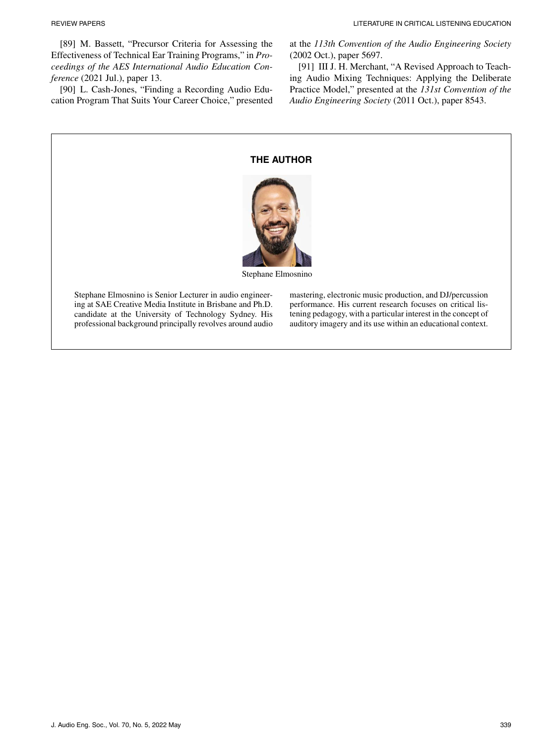[89] M. Bassett, "Precursor Criteria for Assessing the Effectiveness of Technical Ear Training Programs," in *Proceedings of the AES International Audio Education Conference* (2021 Jul.), paper 13.

[90] L. Cash-Jones, "Finding a Recording Audio Education Program That Suits Your Career Choice," presented at the *113th Convention of the Audio Engineering Society* (2002 Oct.), paper 5697.

[91] III J. H. Merchant, "A Revised Approach to Teaching Audio Mixing Techniques: Applying the Deliberate Practice Model," presented at the *131st Convention of the Audio Engineering Society* (2011 Oct.), paper 8543.

## THE AUTHOR

Stephane Elmosnino

Stephane Elmosnino is Senior Lecturer in audio engineering at SAE Creative Media Institute in Brisbane and Ph.D. candidate at the University of Technology Sydney. His professional background principally revolves around audio mastering, electronic music production, and DJ/percussion performance. His current research focuses on critical listening pedagogy, with a particular interest in the concept of auditory imagery and its use within an educational context.